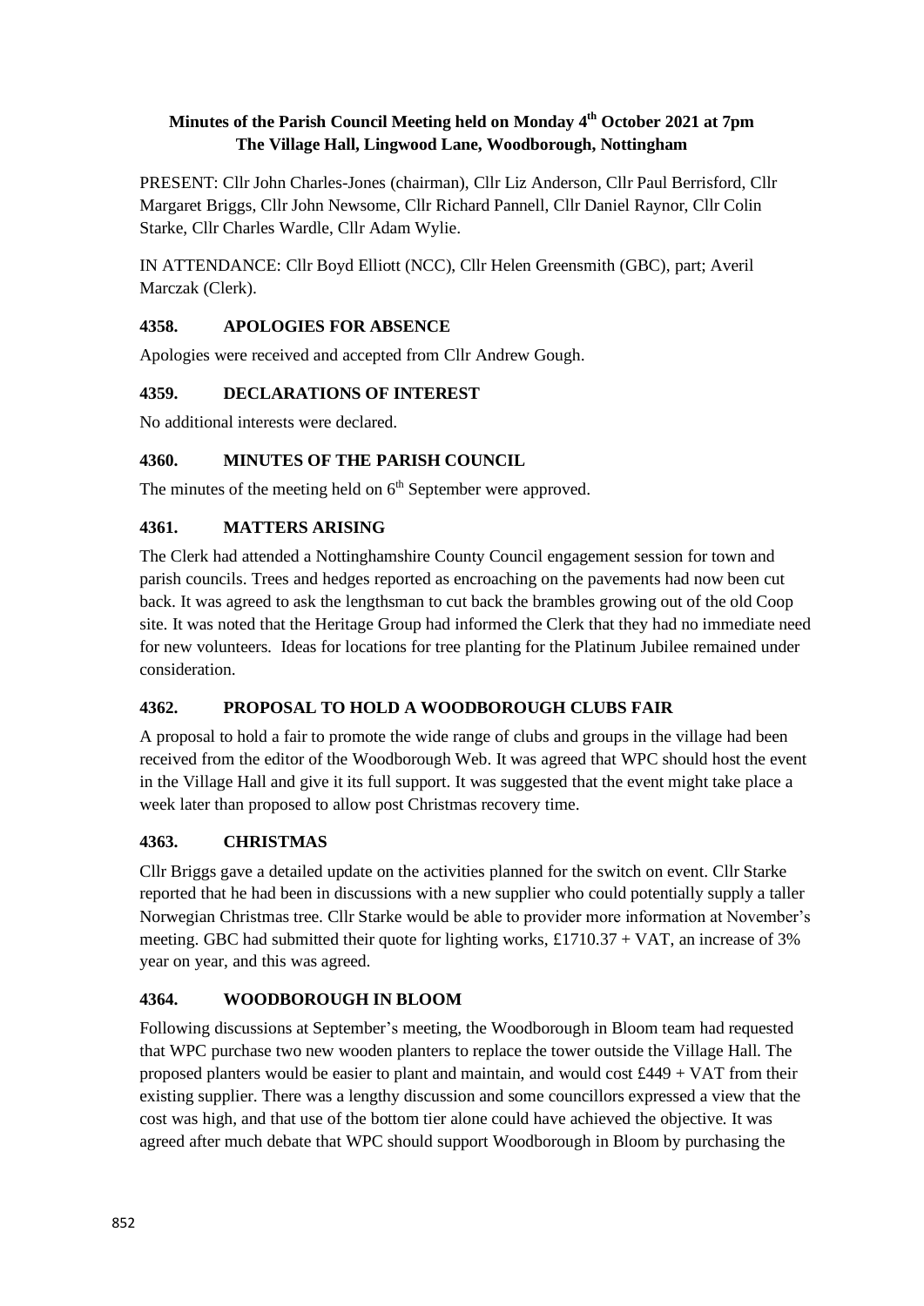**Minutes of the Parish Council Meeting held on Monday 4th October 2021 at 7pm**
**The Village Hall, Lingwood Lane, Woodborough, Nottingham**

PRESENT: Cllr John Charles-Jones (chairman), Cllr Liz Anderson, Cllr Paul Berrisford, Cllr Margaret Briggs, Cllr John Newsome, Cllr Richard Pannell, Cllr Daniel Raynor, Cllr Colin Starke, Cllr Charles Wardle, Cllr Adam Wylie.

IN ATTENDANCE: Cllr Boyd Elliott (NCC), Cllr Helen Greensmith (GBC), part; Averil Marczak (Clerk).

### 4358. APOLOGIES FOR ABSENCE

Apologies were received and accepted from Cllr Andrew Gough.

### 4359. DECLARATIONS OF INTEREST

No additional interests were declared.

### 4360. MINUTES OF THE PARISH COUNCIL

The minutes of the meeting held on 6th September were approved.

### 4361. MATTERS ARISING

The Clerk had attended a Nottinghamshire County Council engagement session for town and parish councils. Trees and hedges reported as encroaching on the pavements had now been cut back. It was agreed to ask the lengthsman to cut back the brambles growing out of the old Coop site. It was noted that the Heritage Group had informed the Clerk that they had no immediate need for new volunteers. Ideas for locations for tree planting for the Platinum Jubilee remained under consideration.

### 4362. PROPOSAL TO HOLD A WOODBOROUGH CLUBS FAIR

A proposal to hold a fair to promote the wide range of clubs and groups in the village had been received from the editor of the Woodborough Web. It was agreed that WPC should host the event in the Village Hall and give it its full support. It was suggested that the event might take place a week later than proposed to allow post Christmas recovery time.

### 4363. CHRISTMAS

Cllr Briggs gave a detailed update on the activities planned for the switch on event. Cllr Starke reported that he had been in discussions with a new supplier who could potentially supply a taller Norwegian Christmas tree. Cllr Starke would be able to provider more information at November's meeting. GBC had submitted their quote for lighting works, £1710.37 + VAT, an increase of 3% year on year, and this was agreed.

### 4364. WOODBOROUGH IN BLOOM

Following discussions at September's meeting, the Woodborough in Bloom team had requested that WPC purchase two new wooden planters to replace the tower outside the Village Hall. The proposed planters would be easier to plant and maintain, and would cost £449 + VAT from their existing supplier. There was a lengthy discussion and some councillors expressed a view that the cost was high, and that use of the bottom tier alone could have achieved the objective. It was agreed after much debate that WPC should support Woodborough in Bloom by purchasing the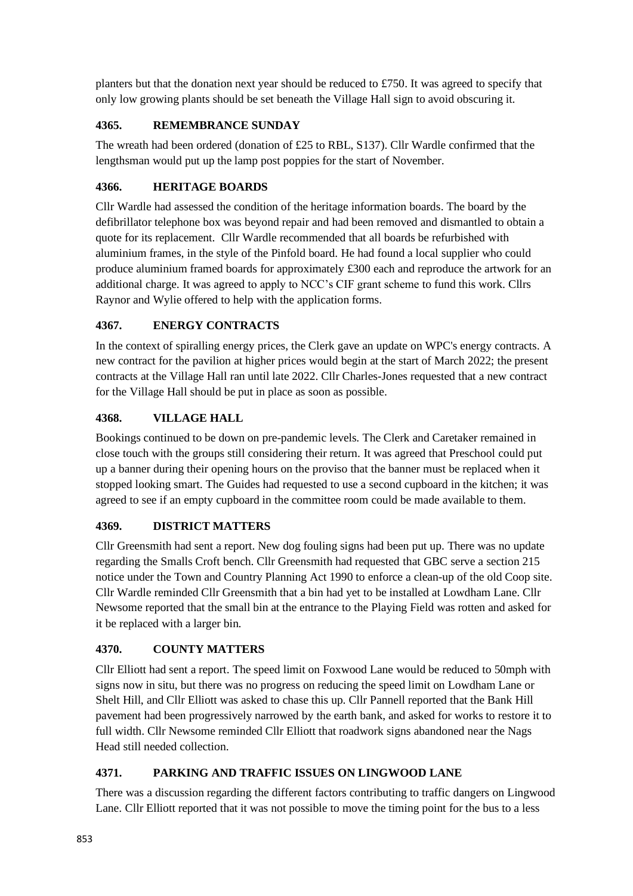planters but that the donation next year should be reduced to £750. It was agreed to specify that only low growing plants should be set beneath the Village Hall sign to avoid obscuring it.

### 4365. REMEMBRANCE SUNDAY

The wreath had been ordered (donation of £25 to RBL, S137). Cllr Wardle confirmed that the lengthsman would put up the lamp post poppies for the start of November.

### 4366. HERITAGE BOARDS

Cllr Wardle had assessed the condition of the heritage information boards. The board by the defibrillator telephone box was beyond repair and had been removed and dismantled to obtain a quote for its replacement. Cllr Wardle recommended that all boards be refurbished with aluminium frames, in the style of the Pinfold board. He had found a local supplier who could produce aluminium framed boards for approximately £300 each and reproduce the artwork for an additional charge. It was agreed to apply to NCC's CIF grant scheme to fund this work. Cllrs Raynor and Wylie offered to help with the application forms.

### 4367. ENERGY CONTRACTS

In the context of spiralling energy prices, the Clerk gave an update on WPC's energy contracts. A new contract for the pavilion at higher prices would begin at the start of March 2022; the present contracts at the Village Hall ran until late 2022. Cllr Charles-Jones requested that a new contract for the Village Hall should be put in place as soon as possible.

### 4368. VILLAGE HALL

Bookings continued to be down on pre-pandemic levels. The Clerk and Caretaker remained in close touch with the groups still considering their return. It was agreed that Preschool could put up a banner during their opening hours on the proviso that the banner must be replaced when it stopped looking smart. The Guides had requested to use a second cupboard in the kitchen; it was agreed to see if an empty cupboard in the committee room could be made available to them.

### 4369. DISTRICT MATTERS

Cllr Greensmith had sent a report. New dog fouling signs had been put up. There was no update regarding the Smalls Croft bench. Cllr Greensmith had requested that GBC serve a section 215 notice under the Town and Country Planning Act 1990 to enforce a clean-up of the old Coop site. Cllr Wardle reminded Cllr Greensmith that a bin had yet to be installed at Lowdham Lane. Cllr Newsome reported that the small bin at the entrance to the Playing Field was rotten and asked for it be replaced with a larger bin.

### 4370. COUNTY MATTERS

Cllr Elliott had sent a report. The speed limit on Foxwood Lane would be reduced to 50mph with signs now in situ, but there was no progress on reducing the speed limit on Lowdham Lane or Shelt Hill, and Cllr Elliott was asked to chase this up. Cllr Pannell reported that the Bank Hill pavement had been progressively narrowed by the earth bank, and asked for works to restore it to full width. Cllr Newsome reminded Cllr Elliott that roadwork signs abandoned near the Nags Head still needed collection.

### 4371. PARKING AND TRAFFIC ISSUES ON LINGWOOD LANE

There was a discussion regarding the different factors contributing to traffic dangers on Lingwood Lane. Cllr Elliott reported that it was not possible to move the timing point for the bus to a less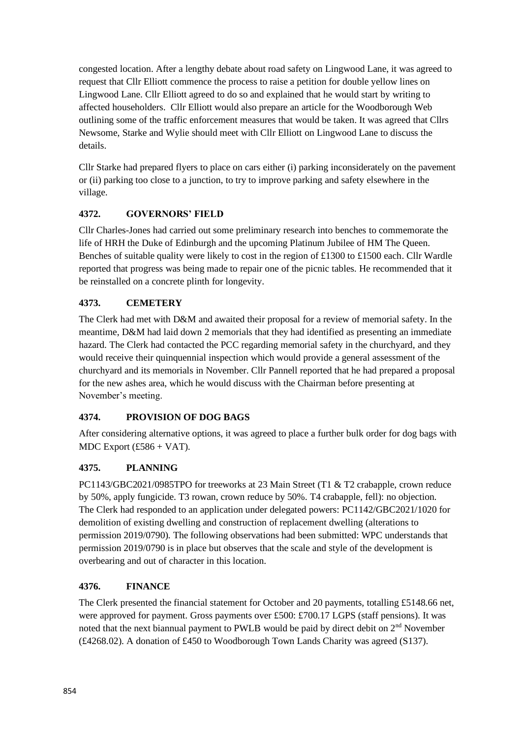congested location. After a lengthy debate about road safety on Lingwood Lane, it was agreed to request that Cllr Elliott commence the process to raise a petition for double yellow lines on Lingwood Lane. Cllr Elliott agreed to do so and explained that he would start by writing to affected householders. Cllr Elliott would also prepare an article for the Woodborough Web outlining some of the traffic enforcement measures that would be taken. It was agreed that Cllrs Newsome, Starke and Wylie should meet with Cllr Elliott on Lingwood Lane to discuss the details.

Cllr Starke had prepared flyers to place on cars either (i) parking inconsiderately on the pavement or (ii) parking too close to a junction, to try to improve parking and safety elsewhere in the village.

### 4372. GOVERNORS' FIELD

Cllr Charles-Jones had carried out some preliminary research into benches to commemorate the life of HRH the Duke of Edinburgh and the upcoming Platinum Jubilee of HM The Queen. Benches of suitable quality were likely to cost in the region of £1300 to £1500 each. Cllr Wardle reported that progress was being made to repair one of the picnic tables. He recommended that it be reinstalled on a concrete plinth for longevity.

### 4373. CEMETERY

The Clerk had met with D&M and awaited their proposal for a review of memorial safety. In the meantime, D&M had laid down 2 memorials that they had identified as presenting an immediate hazard. The Clerk had contacted the PCC regarding memorial safety in the churchyard, and they would receive their quinquennial inspection which would provide a general assessment of the churchyard and its memorials in November. Cllr Pannell reported that he had prepared a proposal for the new ashes area, which he would discuss with the Chairman before presenting at November's meeting.

### 4374. PROVISION OF DOG BAGS

After considering alternative options, it was agreed to place a further bulk order for dog bags with MDC Export (£586 + VAT).

### 4375. PLANNING

PC1143/GBC2021/0985TPO for treeworks at 23 Main Street (T1 & T2 crabapple, crown reduce by 50%, apply fungicide. T3 rowan, crown reduce by 50%. T4 crabapple, fell): no objection. The Clerk had responded to an application under delegated powers: PC1142/GBC2021/1020 for demolition of existing dwelling and construction of replacement dwelling (alterations to permission 2019/0790). The following observations had been submitted: WPC understands that permission 2019/0790 is in place but observes that the scale and style of the development is overbearing and out of character in this location.

### 4376. FINANCE

The Clerk presented the financial statement for October and 20 payments, totalling £5148.66 net, were approved for payment. Gross payments over £500: £700.17 LGPS (staff pensions). It was noted that the next biannual payment to PWLB would be paid by direct debit on 2nd November (£4268.02). A donation of £450 to Woodborough Town Lands Charity was agreed (S137).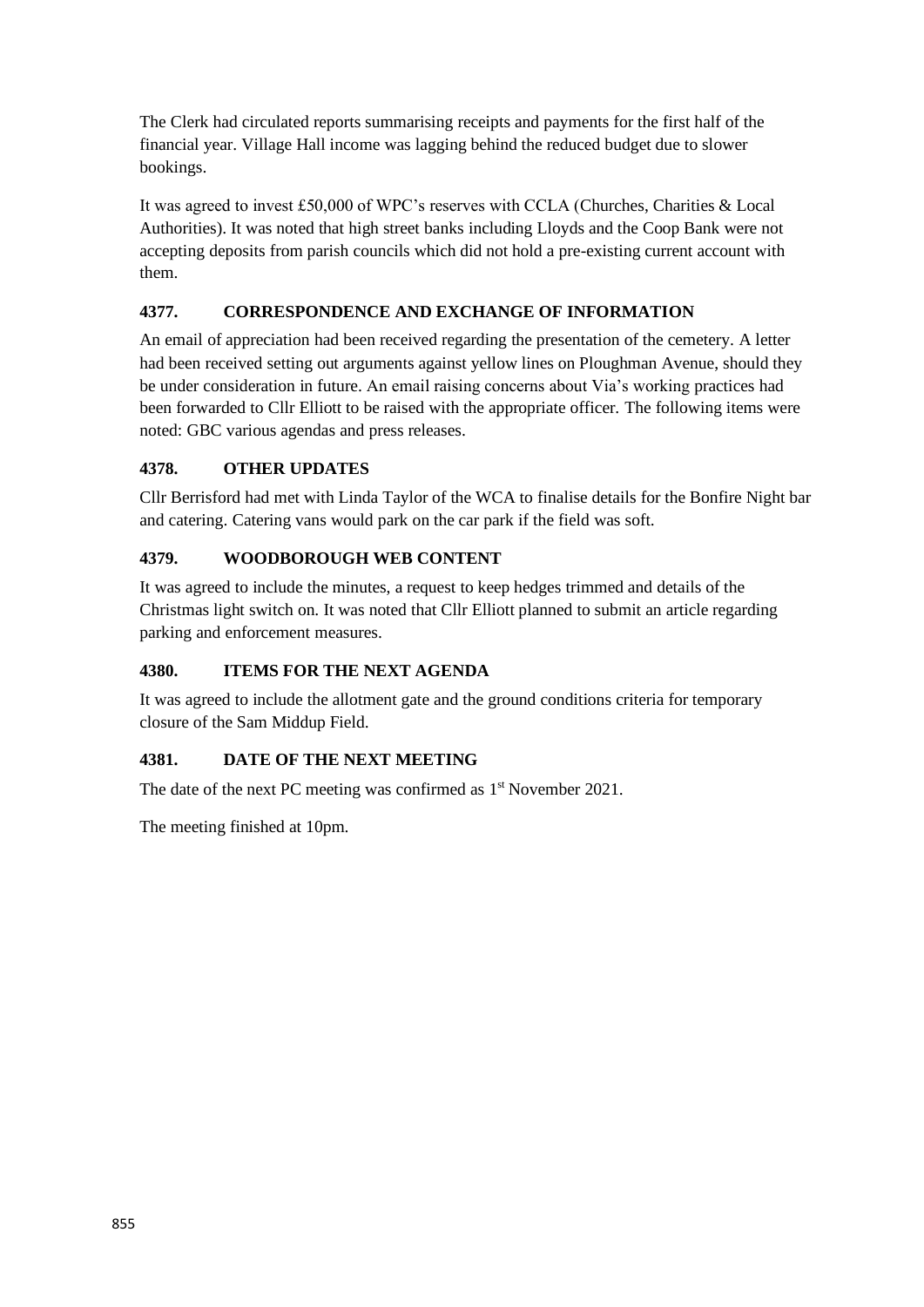The Clerk had circulated reports summarising receipts and payments for the first half of the financial year. Village Hall income was lagging behind the reduced budget due to slower bookings.

It was agreed to invest £50,000 of WPC's reserves with CCLA (Churches, Charities & Local Authorities). It was noted that high street banks including Lloyds and the Coop Bank were not accepting deposits from parish councils which did not hold a pre-existing current account with them.

### 4377. CORRESPONDENCE AND EXCHANGE OF INFORMATION

An email of appreciation had been received regarding the presentation of the cemetery. A letter had been received setting out arguments against yellow lines on Ploughman Avenue, should they be under consideration in future. An email raising concerns about Via's working practices had been forwarded to Cllr Elliott to be raised with the appropriate officer. The following items were noted: GBC various agendas and press releases.

### 4378. OTHER UPDATES

Cllr Berrisford had met with Linda Taylor of the WCA to finalise details for the Bonfire Night bar and catering. Catering vans would park on the car park if the field was soft.

### 4379. WOODBOROUGH WEB CONTENT

It was agreed to include the minutes, a request to keep hedges trimmed and details of the Christmas light switch on. It was noted that Cllr Elliott planned to submit an article regarding parking and enforcement measures.

### 4380. ITEMS FOR THE NEXT AGENDA

It was agreed to include the allotment gate and the ground conditions criteria for temporary closure of the Sam Middup Field.

### 4381. DATE OF THE NEXT MEETING

The date of the next PC meeting was confirmed as 1st November 2021.

The meeting finished at 10pm.